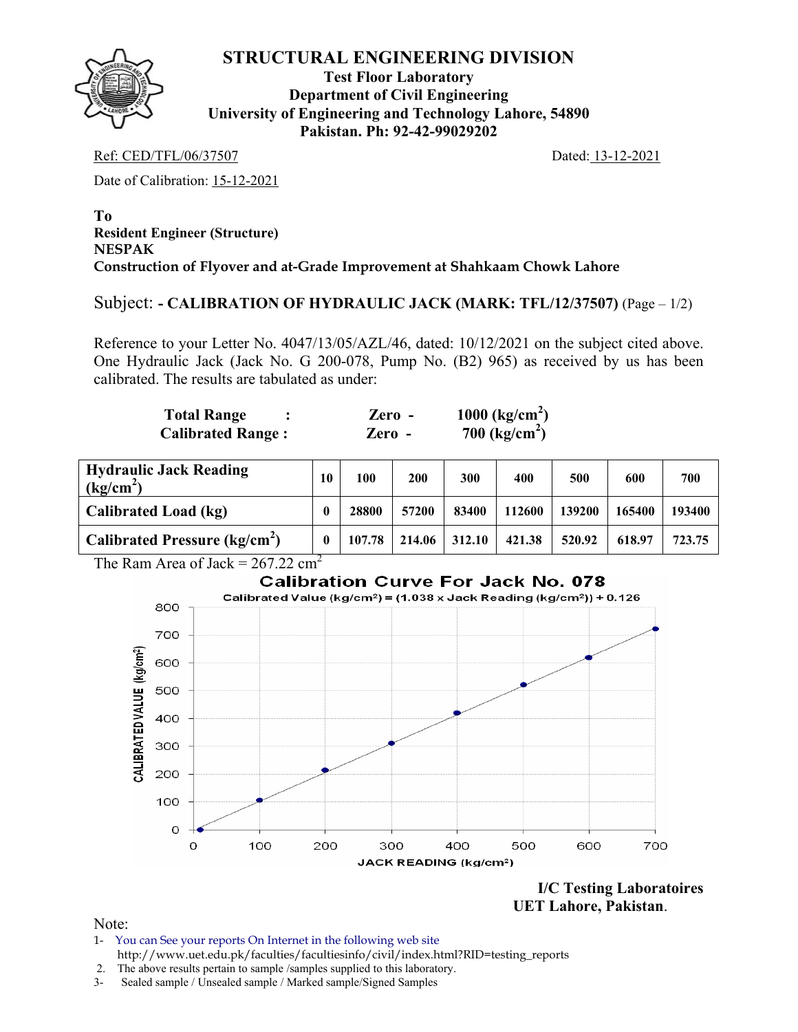# STRUCTURAL ENGINEERING DIVISION

**Test Floor Laboratory**
**Department of Civil Engineering**
**University of Engineering and Technology Lahore, 54890**
**Pakistan. Ph: 92-42-99029202**

Ref: CED/TFL/06/37507 Dated: 13-12-2021

Date of Calibration: 15-12-2021

**To**
**Resident Engineer (Structure)**
**NESPAK**
**Construction of Flyover and at-Grade Improvement at Shahkaam Chowk Lahore**

Subject: **- CALIBRATION OF HYDRAULIC JACK (MARK: TFL/12/37507)** (Page – 1/2)

Reference to your Letter No. 4047/13/05/AZL/46, dated: 10/12/2021 on the subject cited above. One Hydraulic Jack (Jack No. G 200-078, Pump No. (B2) 965) as received by us has been calibrated. The results are tabulated as under:

**Total Range :** **Zero - 1000 (kg/cm$^2$)**
**Calibrated Range :** **Zero - 700 (kg/cm$^2$)**

| **Hydraulic Jack Reading (kg/cm$^2$)** | 10 | 100 | 200 | 300 | 400 | 500 | 600 | 700 |
|---|---|---|---|---|---|---|---|---|
| **Calibrated Load (kg)** | 0 | 28800 | 57200 | 83400 | 112600 | 139200 | 165400 | 193400 |
| **Calibrated Pressure (kg/cm$^2$)** | 0 | 107.78 | 214.06 | 312.10 | 421.38 | 520.92 | 618.97 | 723.75 |

The Ram Area of Jack = 267.22 cm$^2$

**Calibration Curve For Jack No. 078**

Calibrated Value (kg/cm$^2$) = (1.038 x Jack Reading (kg/cm$^2$)) + 0.126

**I/C Testing Laboratoires**
**UET Lahore, Pakistan**.

Note:

1. You can See your reports On Internet in the following web site http://www.uet.edu.pk/faculties/facultiesinfo/civil/index.html?RID=testing_reports
2. The above results pertain to sample /samples supplied to this laboratory.
3. Sealed sample / Unsealed sample / Marked sample/Signed Samples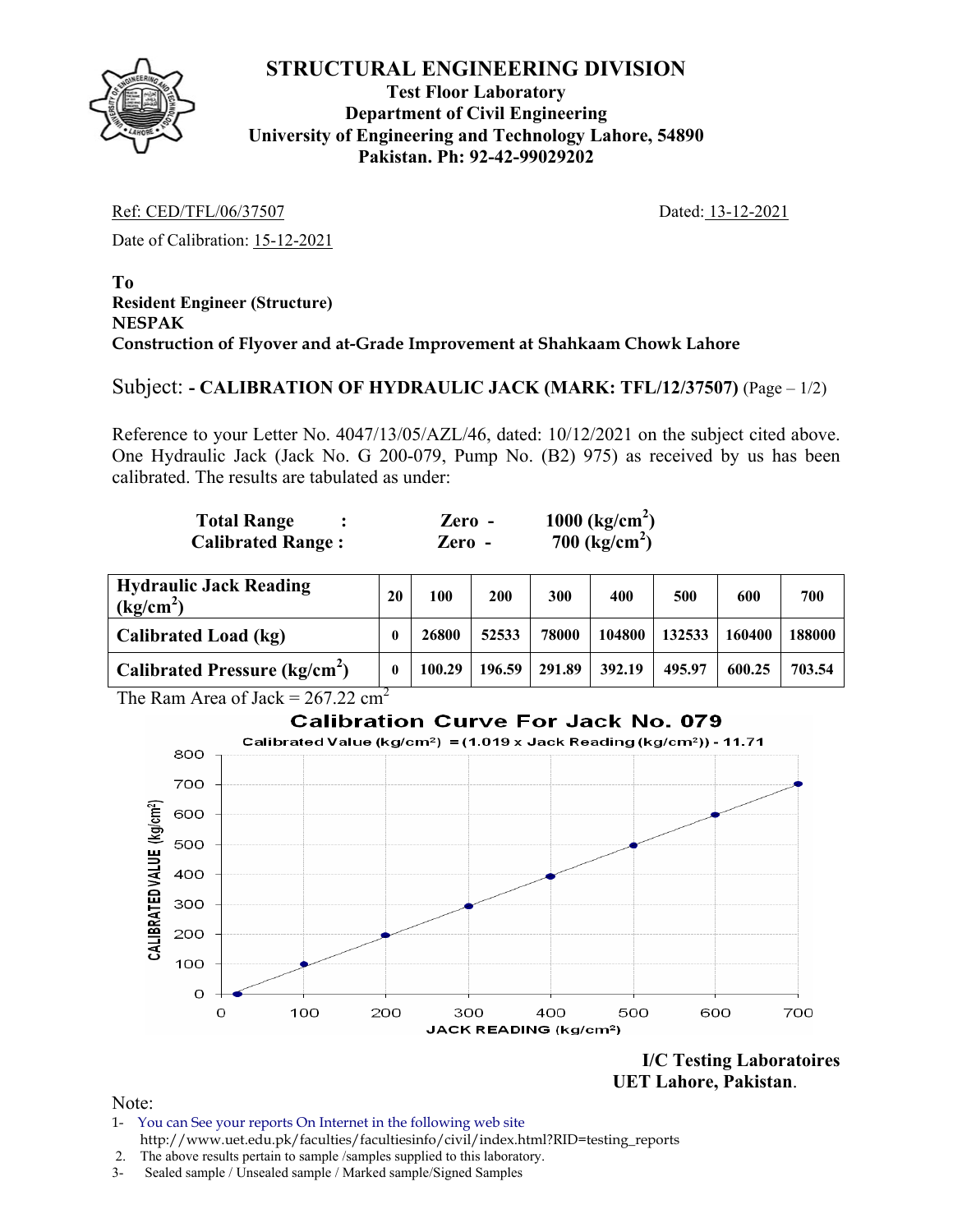# STRUCTURAL ENGINEERING DIVISION

**Test Floor Laboratory**
**Department of Civil Engineering**
**University of Engineering and Technology Lahore, 54890**
**Pakistan. Ph: 92-42-99029202**

Ref: CED/TFL/06/37507 Dated: 13-12-2021

Date of Calibration: 15-12-2021

**To**
**Resident Engineer (Structure)**
**NESPAK**
**Construction of Flyover and at-Grade Improvement at Shahkaam Chowk Lahore**

Subject: **- CALIBRATION OF HYDRAULIC JACK (MARK: TFL/12/37507)** (Page – 1/2)

Reference to your Letter No. 4047/13/05/AZL/46, dated: 10/12/2021 on the subject cited above. One Hydraulic Jack (Jack No. G 200-079, Pump No. (B2) 975) as received by us has been calibrated. The results are tabulated as under:

**Total Range :** Zero - 1000 ($kg/cm^2$)
**Calibrated Range :** Zero - 700 ($kg/cm^2$)

| Hydraulic Jack Reading ($kg/cm^2$) | 20 | 100 | 200 | 300 | 400 | 500 | 600 | 700 |
|---|---|---|---|---|---|---|---|---|
| **Calibrated Load (kg)** | 0 | 26800 | 52533 | 78000 | 104800 | 132533 | 160400 | 188000 |
| **Calibrated Pressure ($kg/cm^2$)** | 0 | 100.29 | 196.59 | 291.89 | 392.19 | 495.97 | 600.25 | 703.54 |

The Ram Area of Jack = 267.22 $cm^2$

**Calibration Curve For Jack No. 079**

Calibrated Value ($kg/cm^2$) = (1.019 x Jack Reading ($kg/cm^2$)) - 11.71

**I/C Testing Laboratoires**
**UET Lahore, Pakistan**.

Note:

1- You can See your reports On Internet in the following web site
http://www.uet.edu.pk/faculties/facultiesinfo/civil/index.html?RID=testing_reports
2. The above results pertain to sample /samples supplied to this laboratory.
3- Sealed sample / Unsealed sample / Marked sample/Signed Samples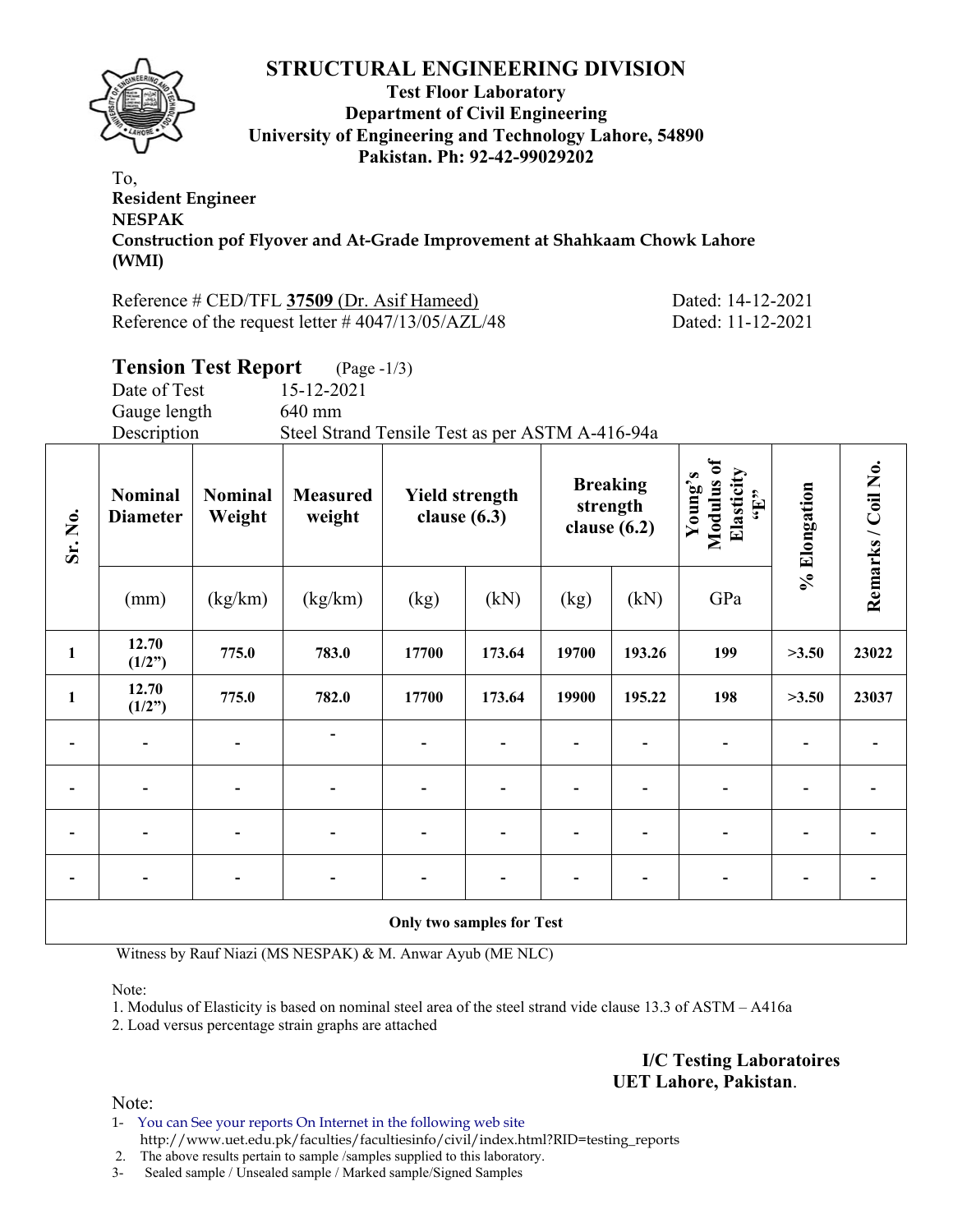# STRUCTURAL ENGINEERING DIVISION

**Test Floor Laboratory**
**Department of Civil Engineering**
**University of Engineering and Technology Lahore, 54890**
**Pakistan. Ph: 92-42-99029202**

To,
**Resident Engineer**
**NESPAK**
**Construction pof Flyover and At-Grade Improvement at Shahkaam Chowk Lahore (WMI)**

Reference # CED/TFL **37509** (Dr. Asif Hameed) Dated: 14-12-2021
Reference of the request letter # 4047/13/05/AZL/48 Dated: 11-12-2021

## Tension Test Report (Page -1/3)

Date of Test 15-12-2021
Gauge length 640 mm
Description Steel Strand Tensile Test as per ASTM A-416-94a

| Sr. No. | Nominal Diameter | Nominal Weight | Measured weight | Yield strength clause (6.3) | | Breaking strength clause (6.2) | | Young's Modulus of Elasticity "E" | % Elongation | Remarks / Coil No. |
|---|---|---|---|---|---|---|---|---|---|---|
| | (mm) | (kg/km) | (kg/km) | (kg) | (kN) | (kg) | (kN) | GPa | | |
| **1** | **12.70 (1/2")** | **775.0** | **783.0** | **17700** | **173.64** | **19700** | **193.26** | **199** | **>3.50** | **23022** |
| **1** | **12.70 (1/2")** | **775.0** | **782.0** | **17700** | **173.64** | **19900** | **195.22** | **198** | **>3.50** | **23037** |
| - | - | - | - | - | - | - | - | - | - | - |
| - | - | - | - | - | - | - | - | - | - | - |
| - | - | - | - | - | - | - | - | - | - | - |
| - | - | - | - | - | - | - | - | - | - | - |
| **Only two samples for Test** | | | | | | | | | | |

Witness by Rauf Niazi (MS NESPAK) & M. Anwar Ayub (ME NLC)

Note:
1. Modulus of Elasticity is based on nominal steel area of the steel strand vide clause 13.3 of ASTM – A416a
2. Load versus percentage strain graphs are attached

**I/C Testing Laboratoires**
**UET Lahore, Pakistan**.

Note:
1- You can See your reports On Internet in the following web site
http://www.uet.edu.pk/faculties/facultiesinfo/civil/index.html?RID=testing_reports
2. The above results pertain to sample /samples supplied to this laboratory.
3- Sealed sample / Unsealed sample / Marked sample/Signed Samples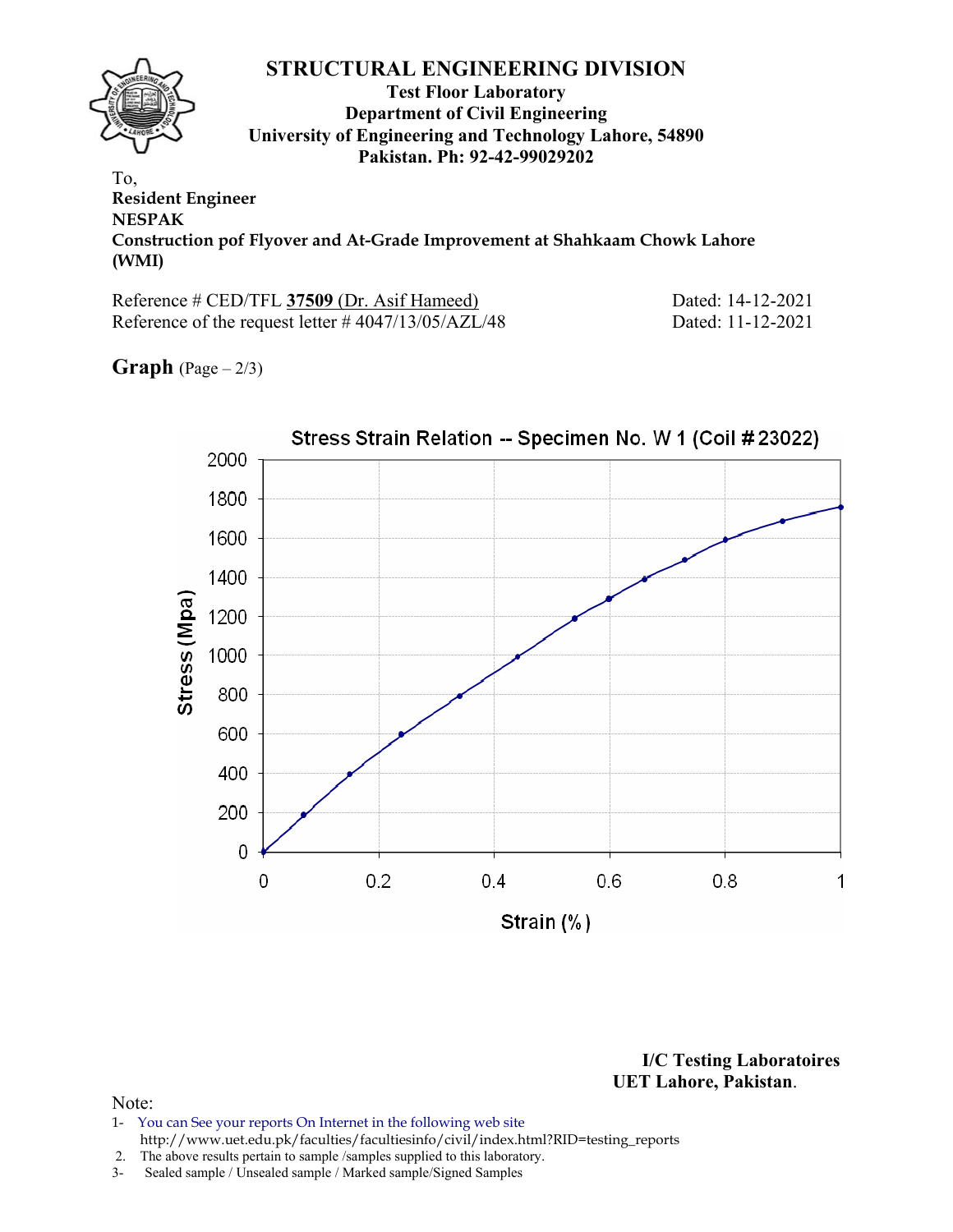# STRUCTURAL ENGINEERING DIVISION

**Test Floor Laboratory**
**Department of Civil Engineering**
**University of Engineering and Technology Lahore, 54890**
**Pakistan. Ph: 92-42-99029202**

To,
**Resident Engineer**
**NESPAK**
**Construction pof Flyover and At-Grade Improvement at Shahkaam Chowk Lahore (WMI)**

Reference # CED/TFL **37509** (Dr. Asif Hameed) Dated: 14-12-2021
Reference of the request letter # 4047/13/05/AZL/48 Dated: 11-12-2021

**Graph** (Page – 2/3)

Stress Strain Relation -- Specimen No. W 1 (Coil # 23022)

Stress (Mpa): 0, 200, 400, 600, 800, 1000, 1200, 1400, 1600, 1800, 2000

Strain (%): 0, 0.2, 0.4, 0.6, 0.8, 1

**I/C Testing Laboratoires**
**UET Lahore, Pakistan.**

Note:
1- You can See your reports On Internet in the following web site
http://www.uet.edu.pk/faculties/facultiesinfo/civil/index.html?RID=testing_reports
2. The above results pertain to sample /samples supplied to this laboratory.
3- Sealed sample / Unsealed sample / Marked sample/Signed Samples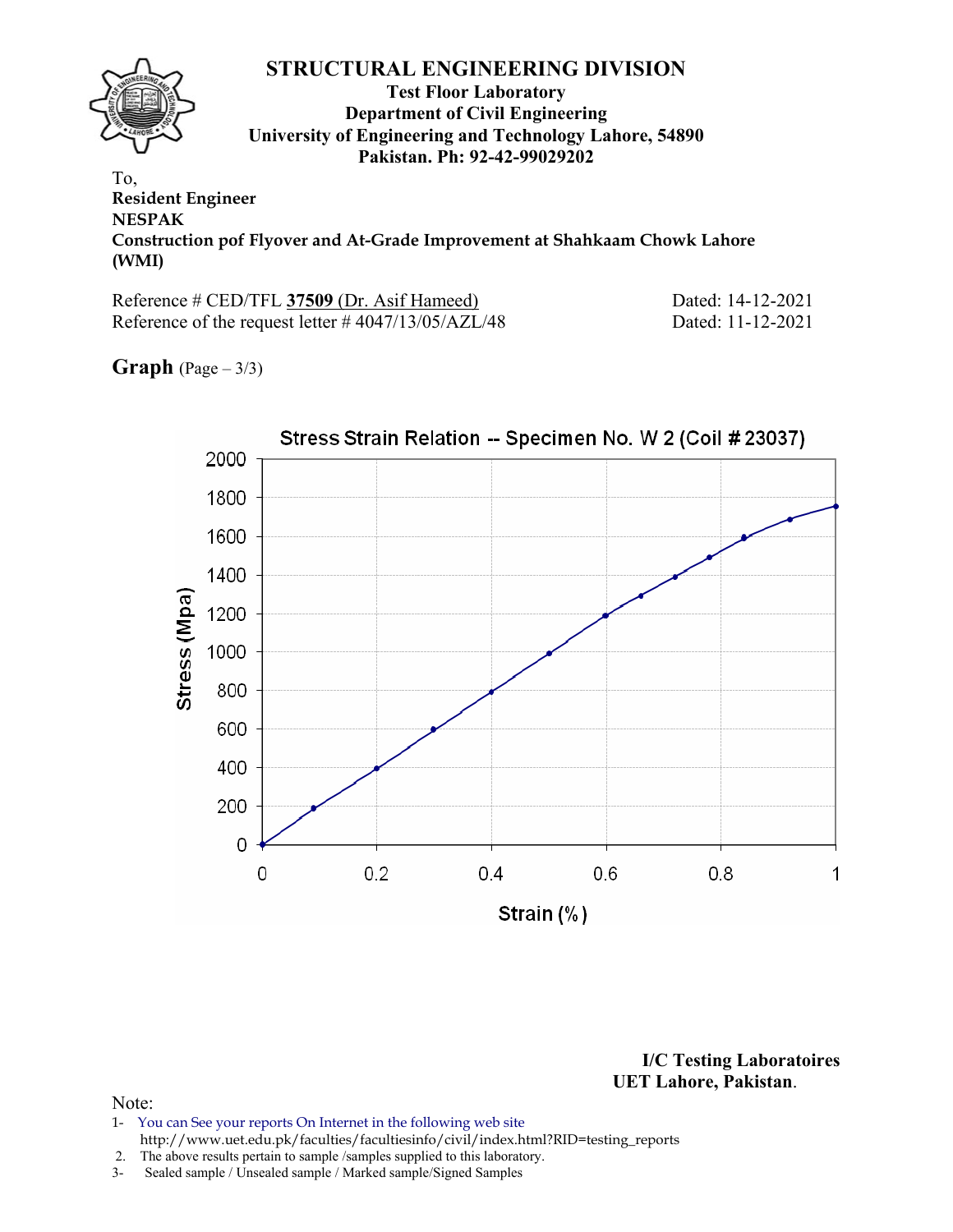# STRUCTURAL ENGINEERING DIVISION

**Test Floor Laboratory**
**Department of Civil Engineering**
**University of Engineering and Technology Lahore, 54890**
**Pakistan. Ph: 92-42-99029202**

To,
**Resident Engineer**
**NESPAK**
**Construction pof Flyover and At-Grade Improvement at Shahkaam Chowk Lahore (WMI)**

Reference # CED/TFL **37509** (Dr. Asif Hameed) Dated: 14-12-2021
Reference of the request letter # 4047/13/05/AZL/48 Dated: 11-12-2021

**Graph** (Page – 3/3)

Stress Strain Relation -- Specimen No. W 2 (Coil # 23037)

Stress (Mpa)

Strain (%)

**I/C Testing Laboratoires**
**UET Lahore, Pakistan**.

Note:
1- You can See your reports On Internet in the following web site
http://www.uet.edu.pk/faculties/facultiesinfo/civil/index.html?RID=testing_reports
2. The above results pertain to sample /samples supplied to this laboratory.
3- Sealed sample / Unsealed sample / Marked sample/Signed Samples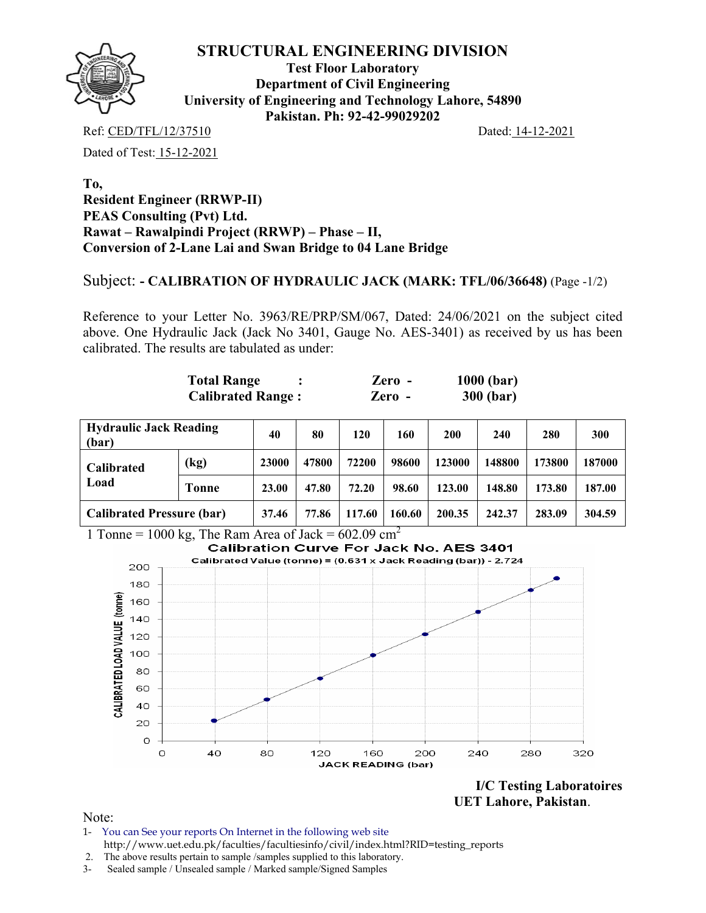# STRUCTURAL ENGINEERING DIVISION

**Test Floor Laboratory**
**Department of Civil Engineering**
**University of Engineering and Technology Lahore, 54890**
**Pakistan. Ph: 92-42-99029202**

Ref: CED/TFL/12/37510 Dated: 14-12-2021

Dated of Test: 15-12-2021

**To,**
**Resident Engineer (RRWP-II)**
**PEAS Consulting (Pvt) Ltd.**
**Rawat – Rawalpindi Project (RRWP) – Phase – II,**
**Conversion of 2-Lane Lai and Swan Bridge to 04 Lane Bridge**

Subject: **- CALIBRATION OF HYDRAULIC JACK (MARK: TFL/06/36648)** (Page -1/2)

Reference to your Letter No. 3963/RE/PRP/SM/067, Dated: 24/06/2021 on the subject cited above. One Hydraulic Jack (Jack No 3401, Gauge No. AES-3401) as received by us has been calibrated. The results are tabulated as under:

| | | | |
|---|---|---|---|
| **Total Range** | **:** | **Zero -** | **1000 (bar)** |
| **Calibrated Range :** | | **Zero -** | **300 (bar)** |

| **Hydraulic Jack Reading (bar)** | | **40** | **80** | **120** | **160** | **200** | **240** | **280** | **300** |
|---|---|---|---|---|---|---|---|---|---|
| **Calibrated Load** | **(kg)** | **23000** | **47800** | **72200** | **98600** | **123000** | **148800** | **173800** | **187000** |
| | **Tonne** | **23.00** | **47.80** | **72.20** | **98.60** | **123.00** | **148.80** | **173.80** | **187.00** |
| **Calibrated Pressure (bar)** | | **37.46** | **77.86** | **117.60** | **160.60** | **200.35** | **242.37** | **283.09** | **304.59** |

1 Tonne = 1000 kg, The Ram Area of Jack = 602.09 $cm^2$

**Calibration Curve For Jack No. AES 3401**

Calibrated Value (tonne) = (0.631 x Jack Reading (bar)) - 2.724

**I/C Testing Laboratoires**
**UET Lahore, Pakistan**.

Note:
1- You can See your reports On Internet in the following web site http://www.uet.edu.pk/faculties/facultiesinfo/civil/index.html?RID=testing_reports
2. The above results pertain to sample /samples supplied to this laboratory.
3- Sealed sample / Unsealed sample / Marked sample/Signed Samples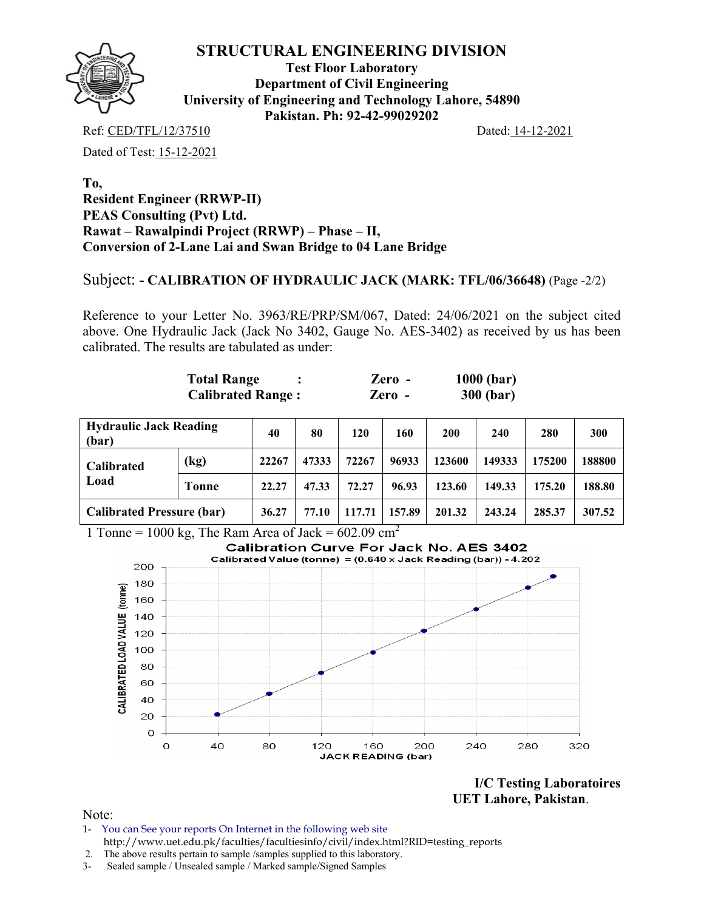# STRUCTURAL ENGINEERING DIVISION

**Test Floor Laboratory**
**Department of Civil Engineering**
**University of Engineering and Technology Lahore, 54890**
**Pakistan. Ph: 92-42-99029202**

Ref: CED/TFL/12/37510 Dated: 14-12-2021

Dated of Test: 15-12-2021

**To,**
**Resident Engineer (RRWP-II)**
**PEAS Consulting (Pvt) Ltd.**
**Rawat – Rawalpindi Project (RRWP) – Phase – II,**
**Conversion of 2-Lane Lai and Swan Bridge to 04 Lane Bridge**

Subject: **- CALIBRATION OF HYDRAULIC JACK (MARK: TFL/06/36648)** (Page -2/2)

Reference to your Letter No. 3963/RE/PRP/SM/067, Dated: 24/06/2021 on the subject cited above. One Hydraulic Jack (Jack No 3402, Gauge No. AES-3402) as received by us has been calibrated. The results are tabulated as under:

| | | | |
|---|---|---|---|
| **Total Range** | **:** | **Zero -** | **1000 (bar)** |
| **Calibrated Range :** | | **Zero -** | **300 (bar)** |

| **Hydraulic Jack Reading (bar)** | | **40** | **80** | **120** | **160** | **200** | **240** | **280** | **300** |
|---|---|---|---|---|---|---|---|---|---|
| **Calibrated Load** | **(kg)** | **22267** | **47333** | **72267** | **96933** | **123600** | **149333** | **175200** | **188800** |
| | **Tonne** | **22.27** | **47.33** | **72.27** | **96.93** | **123.60** | **149.33** | **175.20** | **188.80** |
| **Calibrated Pressure (bar)** | | **36.27** | **77.10** | **117.71** | **157.89** | **201.32** | **243.24** | **285.37** | **307.52** |

1 Tonne = 1000 kg, The Ram Area of Jack = 602.09 $cm^2$

**Calibration Curve For Jack No. AES 3402**
Calibrated Value (tonne) = (0.640 x Jack Reading (bar)) - 4.202

**I/C Testing Laboratoires**
**UET Lahore, Pakistan.**

Note:
1- You can See your reports On Internet in the following web site
http://www.uet.edu.pk/faculties/facultiesinfo/civil/index.html?RID=testing_reports
2. The above results pertain to sample /samples supplied to this laboratory.
3- Sealed sample / Unsealed sample / Marked sample/Signed Samples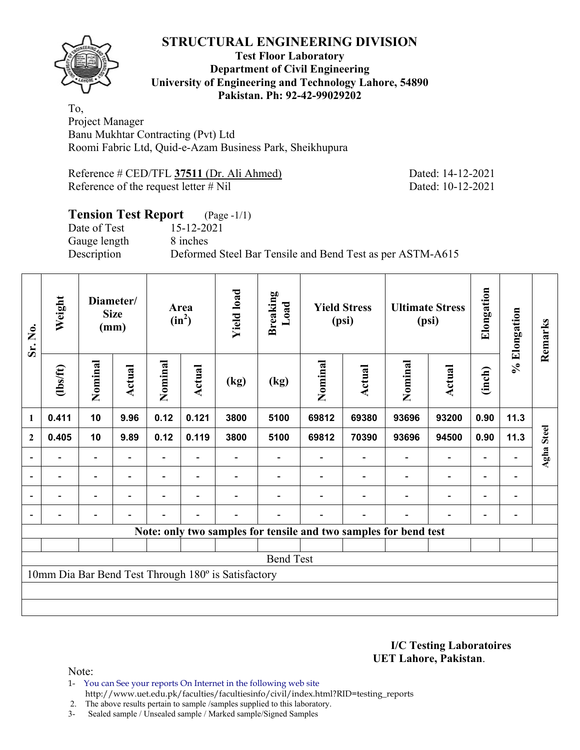# STRUCTURAL ENGINEERING DIVISION

**Test Floor Laboratory**
**Department of Civil Engineering**
**University of Engineering and Technology Lahore, 54890**
**Pakistan. Ph: 92-42-99029202**

To,
Project Manager
Banu Mukhtar Contracting (Pvt) Ltd
Roomi Fabric Ltd, Quid-e-Azam Business Park, Sheikhupura

Reference # CED/TFL **37511** (Dr. Ali Ahmed) Dated: 14-12-2021
Reference of the request letter # Nil Dated: 10-12-2021

## Tension Test Report (Page -1/1)

Date of Test 15-12-2021
Gauge length 8 inches
Description Deformed Steel Bar Tensile and Bend Test as per ASTM-A615

| Sr. No. | Weight | Diameter/ Size (mm) | | Area ($in^2$) | | Yield load | Breaking Load | Yield Stress (psi) | | Ultimate Stress (psi) | | Elongation | % Elongation | Remarks |
|---|---|---|---|---|---|---|---|---|---|---|---|---|---|---|
| | (lbs/ft) | Nominal | Actual | Nominal | Actual | (kg) | (kg) | Nominal | Actual | Nominal | Actual | (inch) | | |
| 1 | 0.411 | 10 | 9.96 | 0.12 | 0.121 | 3800 | 5100 | 69812 | 69380 | 93696 | 93200 | 0.90 | 11.3 | Agha Steel |
| 2 | 0.405 | 10 | 9.89 | 0.12 | 0.119 | 3800 | 5100 | 69812 | 70390 | 93696 | 94500 | 0.90 | 11.3 | |
| - | - | - | - | - | - | - | - | - | - | - | - | - | - | |
| - | - | - | - | - | - | - | - | - | - | - | - | - | - | |
| - | - | - | - | - | - | - | - | - | - | - | - | - | - | |
| - | - | - | - | - | - | - | - | - | - | - | - | - | - | |

**Note: only two samples for tensile and two samples for bend test**

Bend Test

10mm Dia Bar Bend Test Through 180º is Satisfactory

**I/C Testing Laboratoires**
**UET Lahore, Pakistan**.

Note:

1- You can See your reports On Internet in the following web site
http://www.uet.edu.pk/faculties/facultiesinfo/civil/index.html?RID=testing_reports
2. The above results pertain to sample /samples supplied to this laboratory.
3- Sealed sample / Unsealed sample / Marked sample/Signed Samples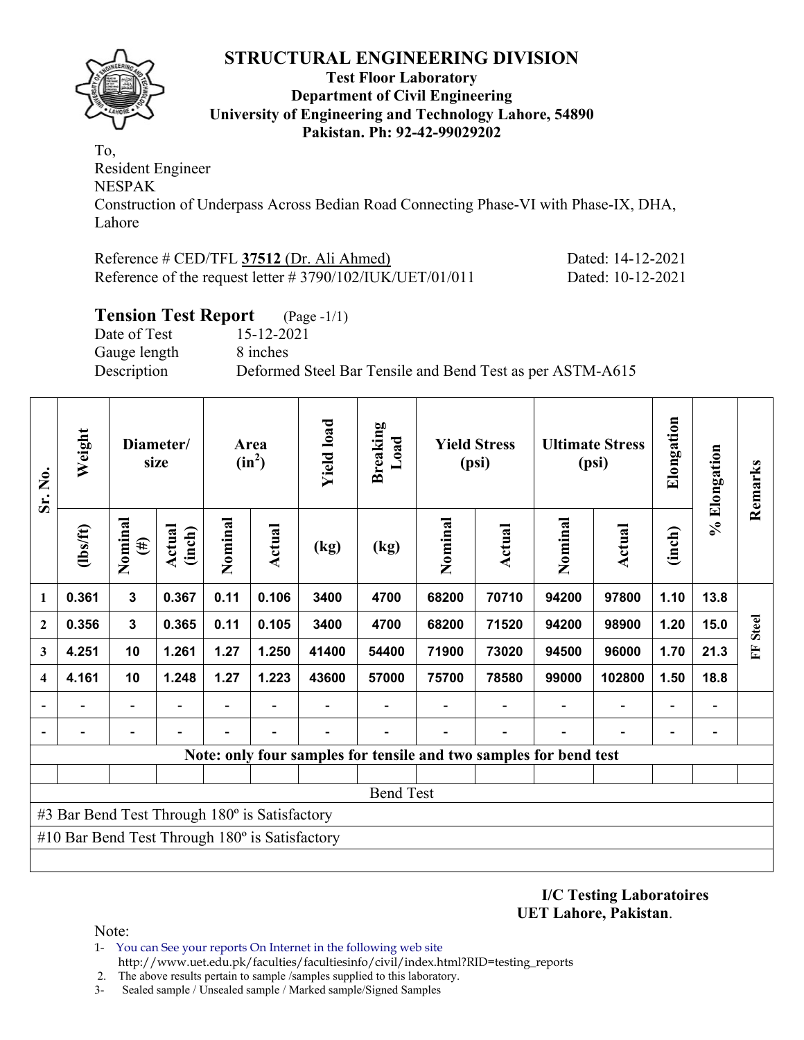# STRUCTURAL ENGINEERING DIVISION

**Test Floor Laboratory**
**Department of Civil Engineering**
**University of Engineering and Technology Lahore, 54890**
**Pakistan. Ph: 92-42-99029202**

To,
Resident Engineer
NESPAK
Construction of Underpass Across Bedian Road Connecting Phase-VI with Phase-IX, DHA, Lahore

Reference # CED/TFL **37512** (Dr. Ali Ahmed) Dated: 14-12-2021
Reference of the request letter # 3790/102/IUK/UET/01/011 Dated: 10-12-2021

## Tension Test Report (Page -1/1)

Date of Test 15-12-2021
Gauge length 8 inches
Description Deformed Steel Bar Tensile and Bend Test as per ASTM-A615

| Sr. No. | Weight | Diameter/ size | | Area ($in^2$) | | Yield load | Breaking Load | Yield Stress (psi) | | Ultimate Stress (psi) | | Elongation | % Elongation | Remarks |
|---|---|---|---|---|---|---|---|---|---|---|---|---|---|---|
| | (lbs/ft) | Nominal (#) | Actual (inch) | Nominal | Actual | (kg) | (kg) | Nominal | Actual | Nominal | Actual | (inch) | | |
| 1 | 0.361 | 3 | 0.367 | 0.11 | 0.106 | 3400 | 4700 | 68200 | 70710 | 94200 | 97800 | 1.10 | 13.8 | FF Steel |
| 2 | 0.356 | 3 | 0.365 | 0.11 | 0.105 | 3400 | 4700 | 68200 | 71520 | 94200 | 98900 | 1.20 | 15.0 | |
| 3 | 4.251 | 10 | 1.261 | 1.27 | 1.250 | 41400 | 54400 | 71900 | 73020 | 94500 | 96000 | 1.70 | 21.3 | |
| 4 | 4.161 | 10 | 1.248 | 1.27 | 1.223 | 43600 | 57000 | 75700 | 78580 | 99000 | 102800 | 1.50 | 18.8 | |
| - | - | - | - | - | - | - | - | - | - | - | - | - | - | |
| - | - | - | - | - | - | - | - | - | - | - | - | - | - | |

**Note: only four samples for tensile and two samples for bend test**

Bend Test

#3 Bar Bend Test Through 180º is Satisfactory

#10 Bar Bend Test Through 180º is Satisfactory

**I/C Testing Laboratoires**
**UET Lahore, Pakistan**.

Note:
1- You can See your reports On Internet in the following web site
http://www.uet.edu.pk/faculties/facultiesinfo/civil/index.html?RID=testing_reports
2. The above results pertain to sample /samples supplied to this laboratory.
3- Sealed sample / Unsealed sample / Marked sample/Signed Samples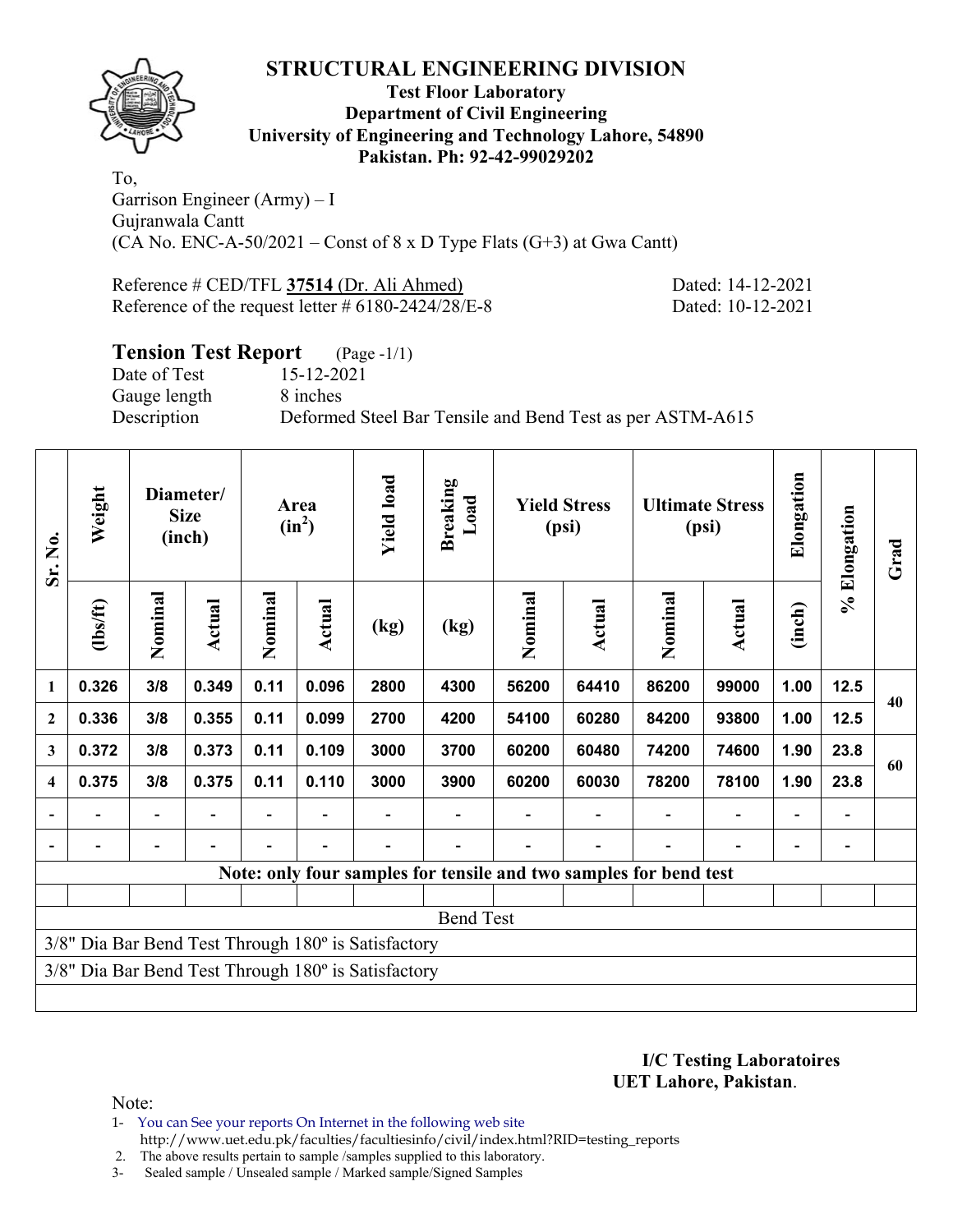# STRUCTURAL ENGINEERING DIVISION

**Test Floor Laboratory**
**Department of Civil Engineering**
**University of Engineering and Technology Lahore, 54890**
**Pakistan. Ph: 92-42-99029202**

To,
Garrison Engineer (Army) – I
Gujranwala Cantt
(CA No. ENC-A-50/2021 – Const of 8 x D Type Flats (G+3) at Gwa Cantt)

Reference # CED/TFL **37514** (Dr. Ali Ahmed) Dated: 14-12-2021
Reference of the request letter # 6180-2424/28/E-8 Dated: 10-12-2021

## Tension Test Report (Page -1/1)

Date of Test 15-12-2021
Gauge length 8 inches
Description Deformed Steel Bar Tensile and Bend Test as per ASTM-A615

| Sr. No. | Weight | Diameter/ Size (inch) | | Area ($in^2$) | | Yield load | Breaking Load | Yield Stress (psi) | | Ultimate Stress (psi) | | Elongation | % Elongation | Grad |
|---|---|---|---|---|---|---|---|---|---|---|---|---|---|---|
| | (lbs/ft) | Nominal | Actual | Nominal | Actual | (kg) | (kg) | Nominal | Actual | Nominal | Actual | (inch) | | |
| 1 | 0.326 | 3/8 | 0.349 | 0.11 | 0.096 | 2800 | 4300 | 56200 | 64410 | 86200 | 99000 | 1.00 | 12.5 | 40 |
| 2 | 0.336 | 3/8 | 0.355 | 0.11 | 0.099 | 2700 | 4200 | 54100 | 60280 | 84200 | 93800 | 1.00 | 12.5 | |
| 3 | 0.372 | 3/8 | 0.373 | 0.11 | 0.109 | 3000 | 3700 | 60200 | 60480 | 74200 | 74600 | 1.90 | 23.8 | 60 |
| 4 | 0.375 | 3/8 | 0.375 | 0.11 | 0.110 | 3000 | 3900 | 60200 | 60030 | 78200 | 78100 | 1.90 | 23.8 | |
| - | - | - | - | - | - | - | - | - | - | - | - | - | - | |
| - | - | - | - | - | - | - | - | - | - | - | - | - | - | |

Note: only four samples for tensile and two samples for bend test

**Bend Test**

3/8" Dia Bar Bend Test Through 180º is Satisfactory
3/8" Dia Bar Bend Test Through 180º is Satisfactory

**I/C Testing Laboratoires**
**UET Lahore, Pakistan**.

Note:
1- You can See your reports On Internet in the following web site http://www.uet.edu.pk/faculties/facultiesinfo/civil/index.html?RID=testing_reports
2. The above results pertain to sample /samples supplied to this laboratory.
3- Sealed sample / Unsealed sample / Marked sample/Signed Samples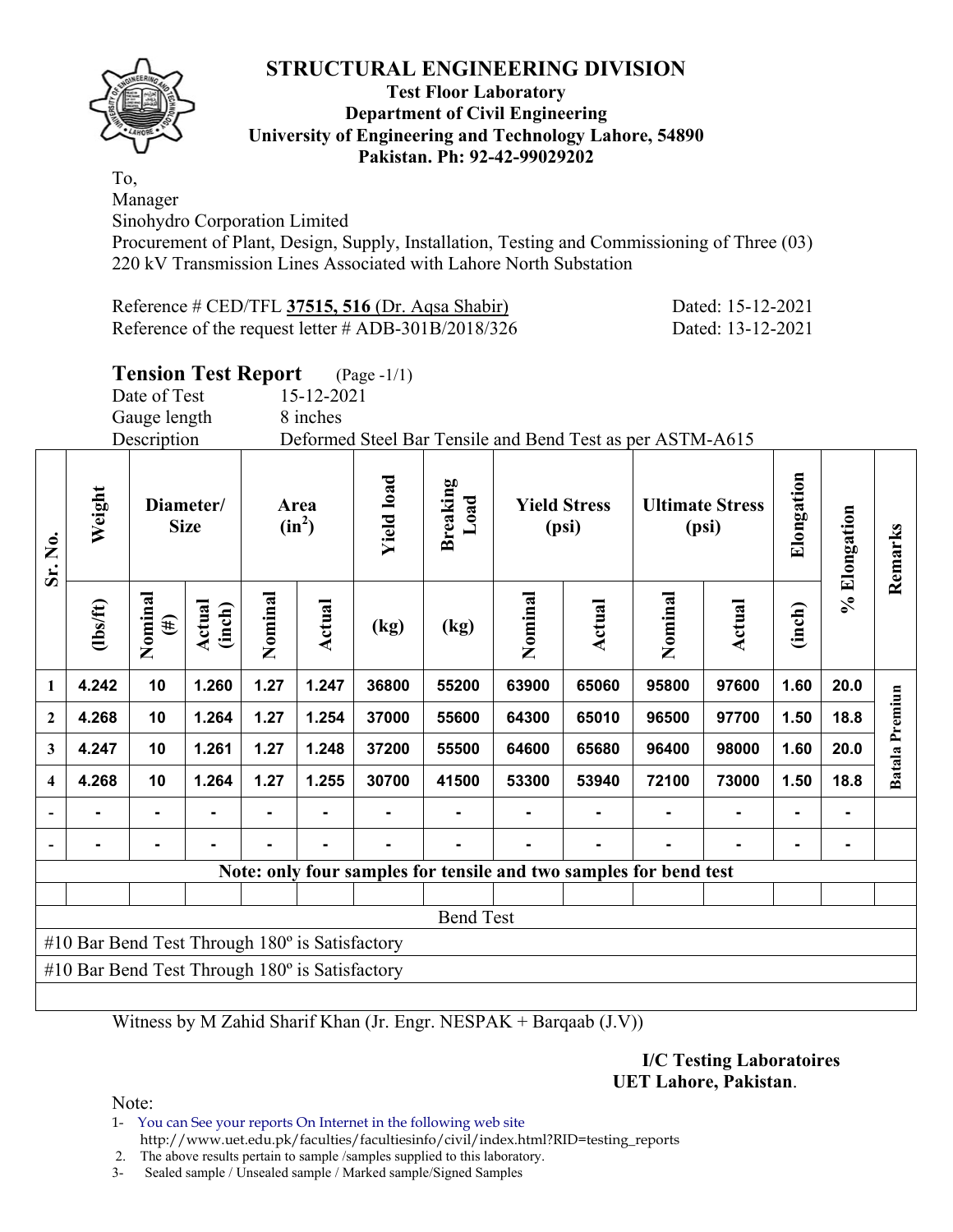# STRUCTURAL ENGINEERING DIVISION

**Test Floor Laboratory**
**Department of Civil Engineering**
**University of Engineering and Technology Lahore, 54890**
**Pakistan. Ph: 92-42-99029202**

To,
Manager
Sinohydro Corporation Limited
Procurement of Plant, Design, Supply, Installation, Testing and Commissioning of Three (03) 220 kV Transmission Lines Associated with Lahore North Substation

Reference # CED/TFL **37515, 516** (Dr. Aqsa Shabir) Dated: 15-12-2021
Reference of the request letter # ADB-301B/2018/326 Dated: 13-12-2021

**Tension Test Report** (Page -1/1)
Date of Test 15-12-2021
Gauge length 8 inches
Description Deformed Steel Bar Tensile and Bend Test as per ASTM-A615

| Sr. No. | Weight | Diameter/ Size | | Area ($in^2$) | | Yield load | Breaking Load | Yield Stress (psi) | | Ultimate Stress (psi) | | Elongation | % Elongation | Remarks |
|---|---|---|---|---|---|---|---|---|---|---|---|---|---|---|
| | (lbs/ft) | Nominal (#) | Actual (inch) | Nominal | Actual | (kg) | (kg) | Nominal | Actual | Nominal | Actual | (inch) | | |
| 1 | 4.242 | 10 | 1.260 | 1.27 | 1.247 | 36800 | 55200 | 63900 | 65060 | 95800 | 97600 | 1.60 | 20.0 | Batala Premiun |
| 2 | 4.268 | 10 | 1.264 | 1.27 | 1.254 | 37000 | 55600 | 64300 | 65010 | 96500 | 97700 | 1.50 | 18.8 | |
| 3 | 4.247 | 10 | 1.261 | 1.27 | 1.248 | 37200 | 55500 | 64600 | 65680 | 96400 | 98000 | 1.60 | 20.0 | |
| 4 | 4.268 | 10 | 1.264 | 1.27 | 1.255 | 30700 | 41500 | 53300 | 53940 | 72100 | 73000 | 1.50 | 18.8 | |
| - | - | - | - | - | - | - | - | - | - | - | - | - | - | |
| - | - | - | - | - | - | - | - | - | - | - | - | - | - | |

**Note: only four samples for tensile and two samples for bend test**

Bend Test

#10 Bar Bend Test Through 180º is Satisfactory

#10 Bar Bend Test Through 180º is Satisfactory

Witness by M Zahid Sharif Khan (Jr. Engr. NESPAK + Barqaab (J.V))

**I/C Testing Laboratoires**
**UET Lahore, Pakistan**.

Note:
1- You can See your reports On Internet in the following web site
http://www.uet.edu.pk/faculties/facultiesinfo/civil/index.html?RID=testing_reports
2. The above results pertain to sample /samples supplied to this laboratory.
3- Sealed sample / Unsealed sample / Marked sample/Signed Samples